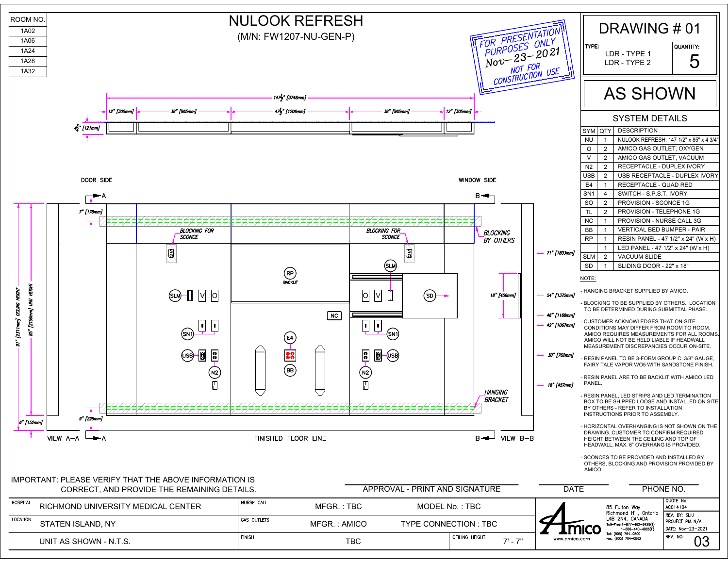| ROOM NO. |
| --- |
| 1A02 |
| 1A06 |
| 1A24 |
| 1A28 |
| 1A32 |

# NULOOK REFRESH

(M/N: FW1207-NU-GEN-P)

FOR PRESENTATION PURPOSES ONLY Nov-23-2021 NOT FOR CONSTRUCTION USE

## DRAWING # 01

| TYPE: | QUANTITY: |
| --- | --- |
| LDR - TYPE 1<br>LDR - TYPE 2 | 5 |

## AS SHOWN

147½" [3746mm]

12" [305mm] | 38" [965mm] | 47½" [1206mm] | 38" [965mm] | 12" [305mm]

4¾" [121mm]

DOOR SIDE — WINDOW SIDE

7" [178mm]

BLOCKING FOR SCONCE

BLOCKING FOR SCONCE

BLOCKING BY OTHERS

RP BACKLIT

SLM, V, O, SN1, USB, N2, NC, E4, BB, SD

18" [458mm]

71" [1803mm]

54" [1372mm]

46" [1168mm]

42" [1067mm]

30" [762mm]

18" [457mm]

HANGING BRACKET

91" [2311mm] CEILING HEIGHT

85" [2159mm] UNIT HEIGHT

6" [152mm]

9" [228mm]

VIEW A–A — FINISHED FLOOR LINE — VIEW B–B

## SYSTEM DETAILS

| SYM | QTY | DESCRIPTION |
| --- | --- | --- |
| NU | 1 | NULOOK REFRESH: 147 1/2" x 85" x 4 3/4" |
| O | 2 | AMICO GAS OUTLET, OXYGEN |
| V | 2 | AMICO GAS OUTLET, VACUUM |
| N2 | 2 | RECEPTACLE - DUPLEX IVORY |
| USB | 2 | USB RECEPTACLE - DUPLEX IVORY |
| E4 | 1 | RECEPTACLE - QUAD RED |
| SN1 | 4 | SWITCH - S.P.S.T. IVORY |
| SO | 2 | PROVISION - SCONCE 1G |
| TL | 2 | PROVISION - TELEPHONE 1G |
| NC | 1 | PROVISION - NURSE CALL 3G |
| BB | 1 | VERTICAL BED BUMPER - PAIR |
| RP | 1 | RESIN PANEL - 47 1/2" x 24" (W x H) |
| | 1 | LED PANEL - 47 1/2" x 24" (W x H) |
| SLM | 2 | VACUUM SLIDE |
| SD | 1 | SLIDING DOOR - 22" x 18" |

NOTE:

- HANGING BRACKET SUPPLIED BY AMICO.
- BLOCKING TO BE SUPPLIED BY OTHERS. LOCATION TO BE DETERMINED DURING SUBMITTAL PHASE.
- CUSTOMER ACKNOWLEDGES THAT ON-SITE CONDITIONS MAY DIFFER FROM ROOM TO ROOM. AMICO REQUIRES MEASUREMENTS FOR ALL ROOMS. AMICO WILL NOT BE HELD LIABLE IF HEADWALL MEASUREMENT DISCREPANCIES OCCUR ON-SITE.
- RESIN PANEL TO BE 3-FORM GROUP C, 3/8" GAUGE, FAIRY TALE VAPOR WO5 WITH SANDSTONE FINISH.
- RESIN PANEL ARE TO BE BACKLIT WITH AMICO LED PANEL.
- RESIN PANEL, LED STRIPS AND LED TERMINATION BOX TO BE SHIPPED LOOSE AND INSTALLED ON SITE BY OTHERS - REFER TO INSTALLATION INSTRUCTIONS PRIOR TO ASSEMBLY.
- HORIZONTAL OVERHANGING IS NOT SHOWN ON THE DRAWING. CUSTOMER TO CONFIRM REQUIRED HEIGHT BETWEEN THE CEILING AND TOP OF HEADWALL, MAX. 6" OVERHANG IS PROVIDED.
- SCONCES TO BE PROVIDED AND INSTALLED BY OTHERS, BLOCKING AND PROVISION PROVIDED BY AMICO.

IMPORTANT: PLEASE VERIFY THAT THE ABOVE INFORMATION IS CORRECT, AND PROVIDE THE REMAINING DETAILS.

APPROVAL - PRINT AND SIGNATURE | DATE | PHONE NO.

| HOSPITAL: RICHMOND UNIVERSITY MEDICAL CENTER | NURSE CALL: MFGR. : TBC | MODEL No. : TBC | |
| --- | --- | --- | --- |
| LOCATION: STATEN ISLAND, NY | GAS OUTLETS: MFGR. : AMICO | TYPE CONNECTION : TBC | |
| UNIT AS SHOWN - N.T.S. | FINISH: TBC | CEILING HEIGHT | 7' - 7" |

Amico — www.amico.com — 85 Fulton Way, Richmond Hill, Ontario L4B 2N4, CANADA — Toll-Free:1-877-462-6426(T), 1-866-440-4986(F) — Tel: (905) 764-0800 — Fax: (905) 764-0862

QUOTE No. AC014104 — REV. BY: SLIU — PROJECT PM: N/A — DATE: Nov-23-2021 — REV. NO: 03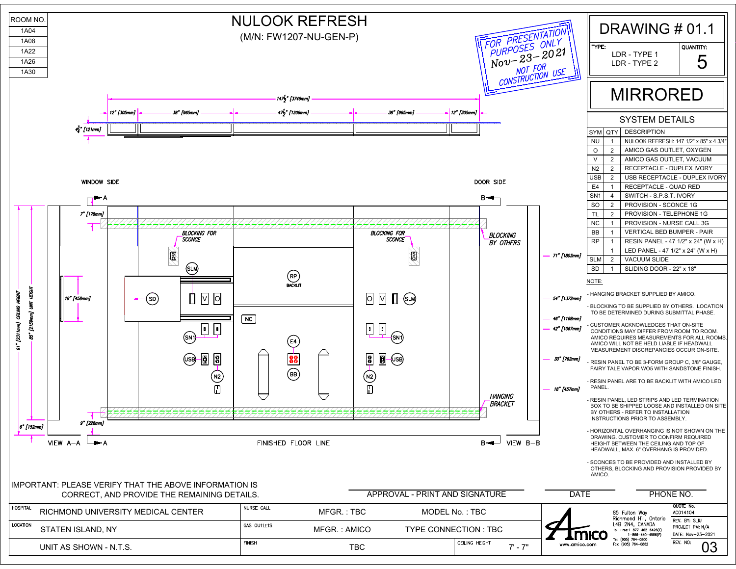| ROOM NO. |
|---|
| 1A04 |
| 1A08 |
| 1A22 |
| 1A26 |
| 1A30 |

# NULOOK REFRESH

(M/N: FW1207-NU-GEN-P)

FOR PRESENTATION PURPOSES ONLY
Nov-23-2021
NOT FOR CONSTRUCTION USE

## DRAWING # 01.1

| TYPE: | QUANTITY: |
|---|---|
| LDR - TYPE 1<br>LDR - TYPE 2 | 5 |

## MIRRORED

### SYSTEM DETAILS

| SYM | QTY | DESCRIPTION |
|---|---|---|
| NU | 1 | NULOOK REFRESH: 147 1/2" x 85" x 4 3/4" |
| O | 2 | AMICO GAS OUTLET, OXYGEN |
| V | 2 | AMICO GAS OUTLET, VACUUM |
| N2 | 2 | RECEPTACLE - DUPLEX IVORY |
| USB | 2 | USB RECEPTACLE - DUPLEX IVORY |
| E4 | 1 | RECEPTACLE - QUAD RED |
| SN1 | 4 | SWITCH - S.P.S.T. IVORY |
| SO | 2 | PROVISION - SCONCE 1G |
| TL | 2 | PROVISION - TELEPHONE 1G |
| NC | 1 | PROVISION - NURSE CALL 3G |
| BB | 1 | VERTICAL BED BUMPER - PAIR |
| RP | 1 | RESIN PANEL - 47 1/2" x 24" (W x H) |
| | 1 | LED PANEL - 47 1/2" x 24" (W x H) |
| SLM | 2 | VACUUM SLIDE |
| SD | 1 | SLIDING DOOR - 22" x 18" |

NOTE:

- HANGING BRACKET SUPPLIED BY AMICO.
- BLOCKING TO BE SUPPLIED BY OTHERS. LOCATION TO BE DETERMINED DURING SUBMITTAL PHASE.
- CUSTOMER ACKNOWLEDGES THAT ON-SITE CONDITIONS MAY DIFFER FROM ROOM TO ROOM. AMICO REQUIRES MEASUREMENTS FOR ALL ROOMS. AMICO WILL NOT BE HELD LIABLE IF HEADWALL MEASUREMENT DISCREPANCIES OCCUR ON-SITE.
- RESIN PANEL TO BE 3-FORM GROUP C, 3/8" GAUGE, FAIRY TALE VAPOR WO5 WITH SANDSTONE FINISH.
- RESIN PANEL ARE TO BE BACKLIT WITH AMICO LED PANEL.
- RESIN PANEL, LED STRIPS AND LED TERMINATION BOX TO BE SHIPPED LOOSE AND INSTALLED ON SITE BY OTHERS - REFER TO INSTALLATION INSTRUCTIONS PRIOR TO ASSEMBLY.
- HORIZONTAL OVERHANGING IS NOT SHOWN ON THE DRAWING. CUSTOMER TO CONFIRM REQUIRED HEIGHT BETWEEN THE CEILING AND TOP OF HEADWALL, MAX. 6" OVERHANG IS PROVIDED.
- SCONCES TO BE PROVIDED AND INSTALLED BY OTHERS, BLOCKING AND PROVISION PROVIDED BY AMICO.

Drawing dimensions: 147 1/2" [3746mm]; 12" [305mm]; 38" [965mm]; 47 1/2" [1206mm]; 38" [965mm]; 12" [305mm]; 4 3/4" [121mm]; 7" [178mm]; 18" [458mm]; 91" [2311mm] CEILING HEIGHT; 85" [2159mm] UNIT HEIGHT; 6" [152mm]; 9" [228mm]; 71" [1803mm]; 54" [1372mm]; 46" [1168mm]; 42" [1067mm]; 30" [762mm]; 18" [457mm]

Labels: WINDOW SIDE; DOOR SIDE; BLOCKING FOR SCONCE; BLOCKING FOR SCONCE; BLOCKING BY OTHERS; RP BACKLIT; HANGING BRACKET; VIEW A-A; FINISHED FLOOR LINE; VIEW B-B

IMPORTANT: PLEASE VERIFY THAT THE ABOVE INFORMATION IS CORRECT, AND PROVIDE THE REMAINING DETAILS.

APPROVAL - PRINT AND SIGNATURE | DATE | PHONE NO.

| | | | | |
|---|---|---|---|---|
| HOSPITAL: RICHMOND UNIVERSITY MEDICAL CENTER | NURSE CALL | MFGR.: TBC | MODEL No.: TBC | |
| LOCATION: STATEN ISLAND, NY | GAS OUTLETS | MFGR.: AMICO | TYPE CONNECTION: TBC | |
| UNIT AS SHOWN - N.T.S. | FINISH | TBC | CEILING HEIGHT | 7' - 7" |

Amico — www.amico.com
85 Fulton Way, Richmond Hill, Ontario L4B 2N4, CANADA
Toll-Free: 1-877-462-6426(T) 1-866-440-4986(F)
Tel: (905) 764-0800
Fax: (905) 764-0862

QUOTE No.: AC014104
REV. BY: SLIU
PROJECT PM: N/A
DATE: Nov-23-2021
REV. NO: 03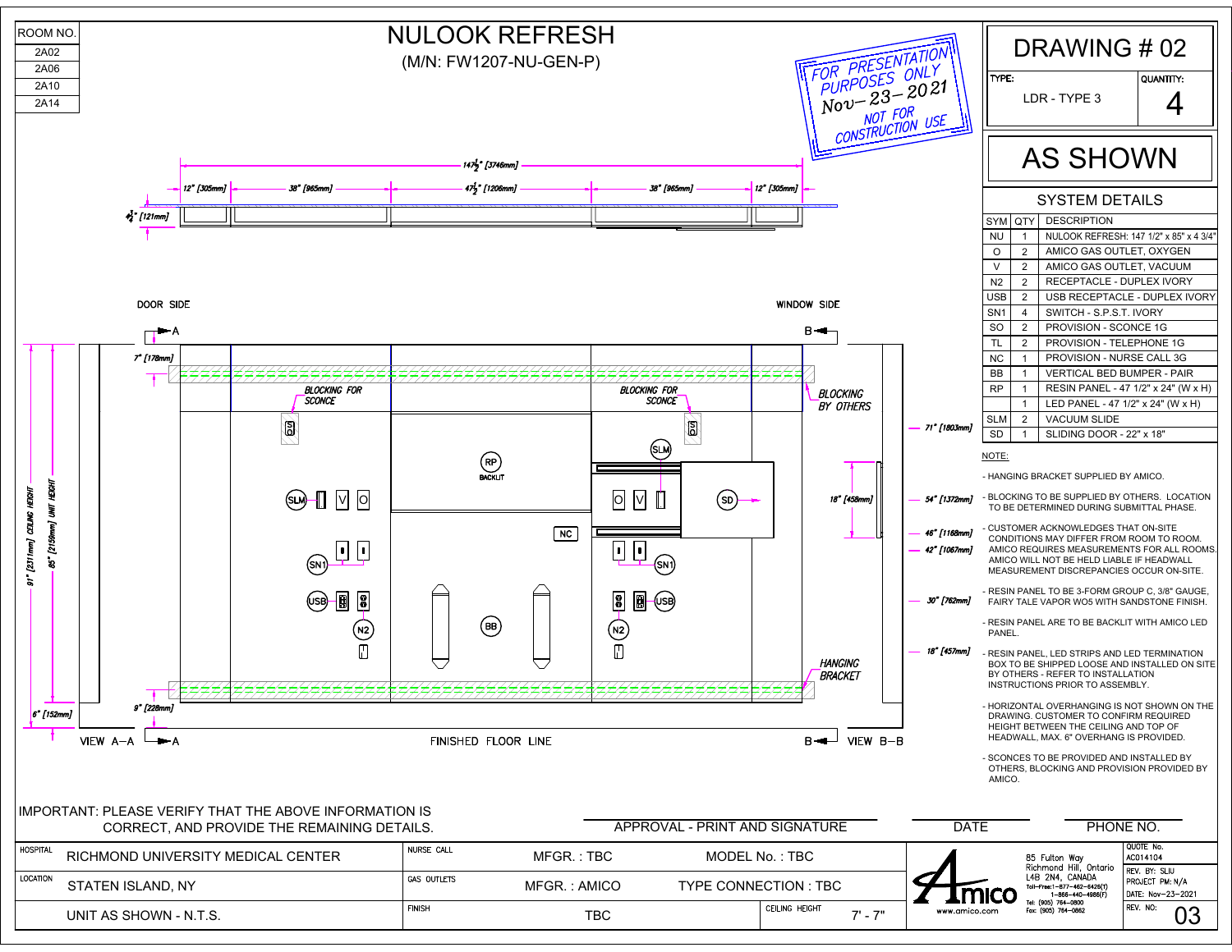| ROOM NO. |
| --- |
| 2A02 |
| 2A06 |
| 2A10 |
| 2A14 |

# NULOOK REFRESH

(M/N: FW1207-NU-GEN-P)

FOR PRESENTATION PURPOSES ONLY
Nov-23-2021
NOT FOR CONSTRUCTION USE

## DRAWING # 02

| TYPE: | QUANTITY: |
| --- | --- |
| LDR - TYPE 3 | 4 |

## AS SHOWN

147½" [3746mm]

12" [305mm] | 38" [965mm] | 47½" [1206mm] | 38" [965mm] | 12" [305mm]

4¾" [121mm]

DOOR SIDE

WINDOW SIDE

7" [178mm]

BLOCKING FOR SCONCE

BLOCKING FOR SCONCE

BLOCKING BY OTHERS

RP BACKLIT

SLM

SD

NC

SN1

USB

N2

BB

HANGING BRACKET

91" [2311mm] CEILING HEIGHT

85" [2159mm] UNIT HEIGHT

6" [152mm]

9" [228mm]

18" [458mm]

71" [1803mm]

54" [1372mm]

46" [1168mm]

42" [1067mm]

30" [762mm]

18" [457mm]

VIEW A–A

FINISHED FLOOR LINE

VIEW B–B

### SYSTEM DETAILS

| SYM | QTY | DESCRIPTION |
| --- | --- | --- |
| NU | 1 | NULOOK REFRESH: 147 1/2" x 85" x 4 3/4" |
| O | 2 | AMICO GAS OUTLET, OXYGEN |
| V | 2 | AMICO GAS OUTLET, VACUUM |
| N2 | 2 | RECEPTACLE - DUPLEX IVORY |
| USB | 2 | USB RECEPTACLE - DUPLEX IVORY |
| SN1 | 4 | SWITCH - S.P.S.T. IVORY |
| SO | 2 | PROVISION - SCONCE 1G |
| TL | 2 | PROVISION - TELEPHONE 1G |
| NC | 1 | PROVISION - NURSE CALL 3G |
| BB | 1 | VERTICAL BED BUMPER - PAIR |
| RP | 1 | RESIN PANEL - 47 1/2" x 24" (W x H) |
| | 1 | LED PANEL - 47 1/2" x 24" (W x H) |
| SLM | 2 | VACUUM SLIDE |
| SD | 1 | SLIDING DOOR - 22" x 18" |

NOTE:

- HANGING BRACKET SUPPLIED BY AMICO.
- BLOCKING TO BE SUPPLIED BY OTHERS. LOCATION TO BE DETERMINED DURING SUBMITTAL PHASE.
- CUSTOMER ACKNOWLEDGES THAT ON-SITE CONDITIONS MAY DIFFER FROM ROOM TO ROOM. AMICO REQUIRES MEASUREMENTS FOR ALL ROOMS. AMICO WILL NOT BE HELD LIABLE IF HEADWALL MEASUREMENT DISCREPANCIES OCCUR ON-SITE.
- RESIN PANEL TO BE 3-FORM GROUP C, 3/8" GAUGE, FAIRY TALE VAPOR WO5 WITH SANDSTONE FINISH.
- RESIN PANEL ARE TO BE BACKLIT WITH AMICO LED PANEL.
- RESIN PANEL, LED STRIPS AND LED TERMINATION BOX TO BE SHIPPED LOOSE AND INSTALLED ON SITE BY OTHERS - REFER TO INSTALLATION INSTRUCTIONS PRIOR TO ASSEMBLY.
- HORIZONTAL OVERHANGING IS NOT SHOWN ON THE DRAWING. CUSTOMER TO CONFIRM REQUIRED HEIGHT BETWEEN THE CEILING AND TOP OF HEADWALL, MAX. 6" OVERHANG IS PROVIDED.
- SCONCES TO BE PROVIDED AND INSTALLED BY OTHERS, BLOCKING AND PROVISION PROVIDED BY AMICO.

IMPORTANT: PLEASE VERIFY THAT THE ABOVE INFORMATION IS CORRECT, AND PROVIDE THE REMAINING DETAILS.

APPROVAL - PRINT AND SIGNATURE | DATE | PHONE NO.

| HOSPITAL | NURSE CALL | | | |
| --- | --- | --- | --- | --- |
| RICHMOND UNIVERSITY MEDICAL CENTER | | MFGR. : TBC | MODEL No. : TBC | |
| LOCATION | GAS OUTLETS | | | |
| STATEN ISLAND, NY | | MFGR. : AMICO | TYPE CONNECTION : TBC | |
| | FINISH | | CEILING HEIGHT | |
| UNIT AS SHOWN - N.T.S. | | TBC | | 7' - 7" |

Amico
www.amico.com
85 Fulton Way
Richmond Hill, Ontario
L4B 2N4, CANADA
Toll-Free:1-877-462-6426(T)
1-866-440-4986(F)
Tel: (905) 764-0800
Fax: (905) 764-0862

QUOTE No. AC014104
REV. BY: SLIU
PROJECT PM: N/A
DATE: Nov-23-2021
REV. NO: 03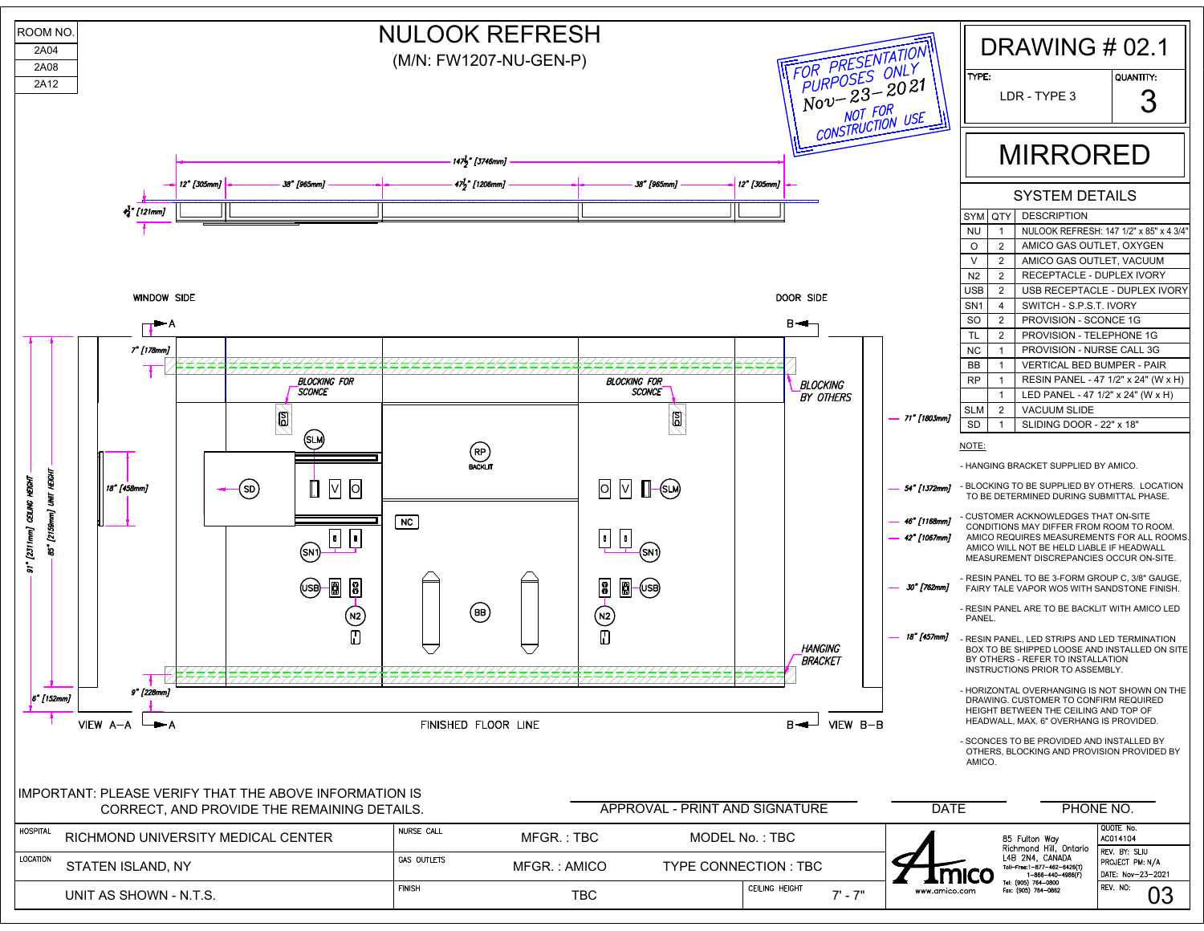| ROOM NO. |
| --- |
| 2A04 |
| 2A08 |
| 2A12 |

# NULOOK REFRESH

(M/N: FW1207-NU-GEN-P)

FOR PRESENTATION PURPOSES ONLY
Nov-23-2021
NOT FOR CONSTRUCTION USE

# DRAWING # 02.1

| TYPE: | QUANTITY: |
| --- | --- |
| LDR - TYPE 3 | 3 |

# MIRRORED

## SYSTEM DETAILS

| SYM | QTY | DESCRIPTION |
| --- | --- | --- |
| NU | 1 | NULOOK REFRESH: 147 1/2" x 85" x 4 3/4" |
| O | 2 | AMICO GAS OUTLET, OXYGEN |
| V | 2 | AMICO GAS OUTLET, VACUUM |
| N2 | 2 | RECEPTACLE - DUPLEX IVORY |
| USB | 2 | USB RECEPTACLE - DUPLEX IVORY |
| SN1 | 4 | SWITCH - S.P.S.T. IVORY |
| SO | 2 | PROVISION - SCONCE 1G |
| TL | 2 | PROVISION - TELEPHONE 1G |
| NC | 1 | PROVISION - NURSE CALL 3G |
| BB | 1 | VERTICAL BED BUMPER - PAIR |
| RP | 1 | RESIN PANEL - 47 1/2" x 24" (W x H) |
| | 1 | LED PANEL - 47 1/2" x 24" (W x H) |
| SLM | 2 | VACUUM SLIDE |
| SD | 1 | SLIDING DOOR - 22" x 18" |

NOTE:

- HANGING BRACKET SUPPLIED BY AMICO.
- BLOCKING TO BE SUPPLIED BY OTHERS. LOCATION TO BE DETERMINED DURING SUBMITTAL PHASE.
- CUSTOMER ACKNOWLEDGES THAT ON-SITE CONDITIONS MAY DIFFER FROM ROOM TO ROOM. AMICO REQUIRES MEASUREMENTS FOR ALL ROOMS. AMICO WILL NOT BE HELD LIABLE IF HEADWALL MEASUREMENT DISCREPANCIES OCCUR ON-SITE.
- RESIN PANEL TO BE 3-FORM GROUP C, 3/8" GAUGE, FAIRY TALE VAPOR WO5 WITH SANDSTONE FINISH.
- RESIN PANEL ARE TO BE BACKLIT WITH AMICO LED PANEL.
- RESIN PANEL, LED STRIPS AND LED TERMINATION BOX TO BE SHIPPED LOOSE AND INSTALLED ON SITE BY OTHERS - REFER TO INSTALLATION INSTRUCTIONS PRIOR TO ASSEMBLY.
- HORIZONTAL OVERHANGING IS NOT SHOWN ON THE DRAWING. CUSTOMER TO CONFIRM REQUIRED HEIGHT BETWEEN THE CEILING AND TOP OF HEADWALL, MAX. 6" OVERHANG IS PROVIDED.
- SCONCES TO BE PROVIDED AND INSTALLED BY OTHERS, BLOCKING AND PROVISION PROVIDED BY AMICO.

Drawing dimensions: 147 1/2" [3746mm]; 12" [305mm]; 38" [965mm]; 47 1/2" [1206mm]; 38" [965mm]; 12" [305mm]; 4 3/4" [121mm]; 7" [178mm]; 18" [458mm]; 9" [228mm]; 6" [152mm]; 91" [2311mm] CEILING HEIGHT; 85" [2159mm] UNIT HEIGHT; 71" [1803mm]; 54" [1372mm]; 46" [1168mm]; 42" [1067mm]; 30" [762mm]; 18" [457mm]

Drawing labels: WINDOW SIDE; DOOR SIDE; A; B; BLOCKING FOR SCONCE; BLOCKING FOR SCONCE; BLOCKING BY OTHERS; HANGING BRACKET; SD; SLM; RP BACKLIT; NC; SN1; USB; N2; BB; V; O; VIEW A-A; FINISHED FLOOR LINE; VIEW B-B

IMPORTANT: PLEASE VERIFY THAT THE ABOVE INFORMATION IS CORRECT, AND PROVIDE THE REMAINING DETAILS.

APPROVAL - PRINT AND SIGNATURE | DATE | PHONE NO.

| HOSPITAL | RICHMOND UNIVERSITY MEDICAL CENTER | NURSE CALL | MFGR. : TBC | MODEL No. : TBC |
| --- | --- | --- | --- | --- |
| LOCATION | STATEN ISLAND, NY | GAS OUTLETS | MFGR. : AMICO | TYPE CONNECTION : TBC |
| | UNIT AS SHOWN - N.T.S. | FINISH | TBC | CEILING HEIGHT 7' - 7" |

Amico — www.amico.com
85 Fulton Way, Richmond Hill, Ontario L4B 2N4, CANADA
Toll-Free: 1-877-462-6426(T) 1-866-440-4986(F)
Tel: (905) 764-0800
Fax: (905) 764-0862

QUOTE No. AC014104
REV. BY: SLIU
PROJECT PM: N/A
DATE: Nov-23-2021
REV. NO: 03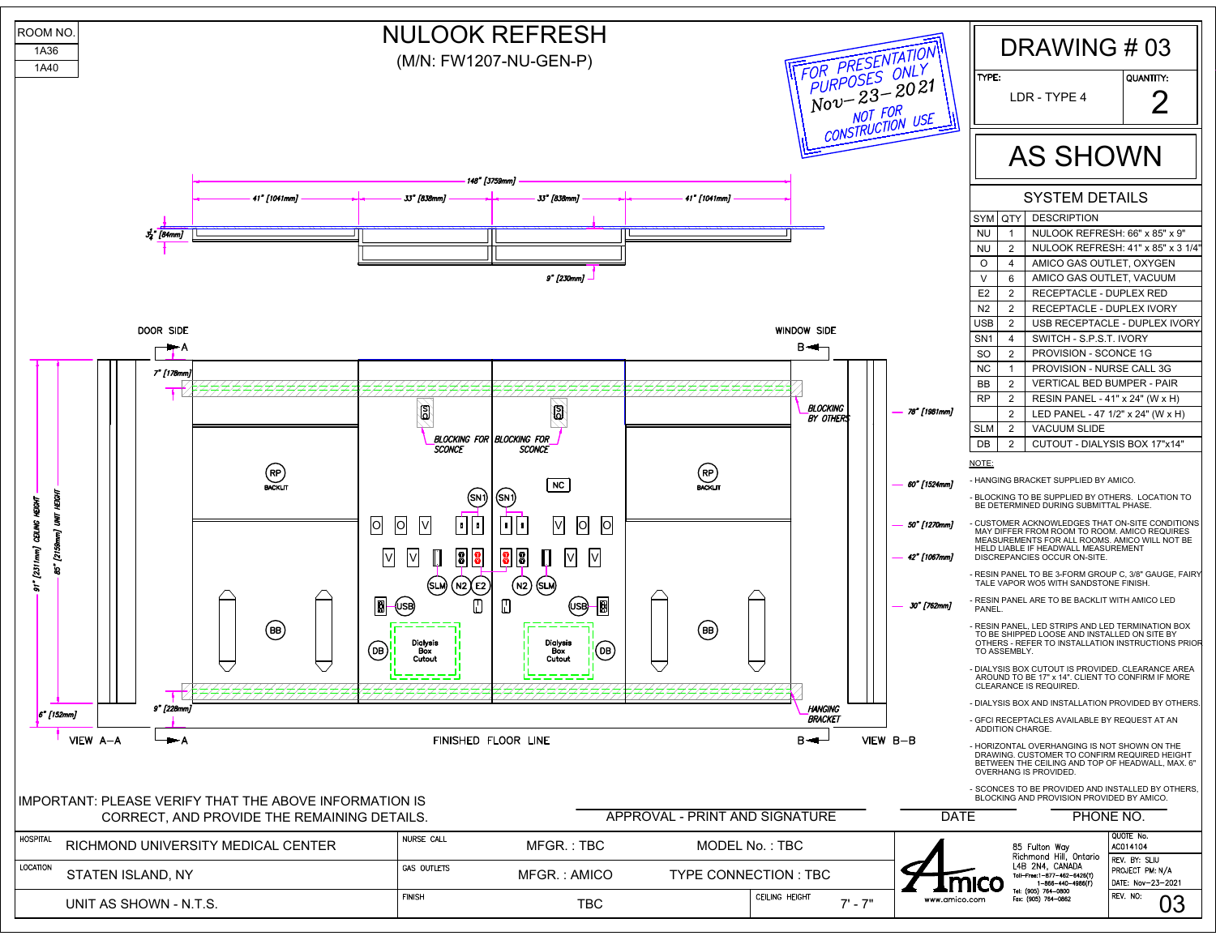| ROOM NO. |
| --- |
| 1A36 |
| 1A40 |

# NULOOK REFRESH

(M/N: FW1207-NU-GEN-P)

FOR PRESENTATION PURPOSES ONLY
Nov-23-2021
NOT FOR CONSTRUCTION USE

## DRAWING # 03

| TYPE: | QUANTITY: |
| --- | --- |
| LDR - TYPE 4 | 2 |

## AS SHOWN

### SYSTEM DETAILS

| SYM | QTY | DESCRIPTION |
| --- | --- | --- |
| NU | 1 | NULOOK REFRESH: 66" x 85" x 9" |
| NU | 2 | NULOOK REFRESH: 41" x 85" x 3 1/4" |
| O | 4 | AMICO GAS OUTLET, OXYGEN |
| V | 6 | AMICO GAS OUTLET, VACUUM |
| E2 | 2 | RECEPTACLE - DUPLEX RED |
| N2 | 2 | RECEPTACLE - DUPLEX IVORY |
| USB | 2 | USB RECEPTACLE - DUPLEX IVORY |
| SN1 | 4 | SWITCH - S.P.S.T. IVORY |
| SO | 2 | PROVISION - SCONCE 1G |
| NC | 1 | PROVISION - NURSE CALL 3G |
| BB | 2 | VERTICAL BED BUMPER - PAIR |
| RP | 2 | RESIN PANEL - 41" x 24" (W x H) |
| | 2 | LED PANEL - 47 1/2" x 24" (W x H) |
| SLM | 2 | VACUUM SLIDE |
| DB | 2 | CUTOUT - DIALYSIS BOX 17"x14" |

NOTE:

- HANGING BRACKET SUPPLIED BY AMICO.
- BLOCKING TO BE SUPPLIED BY OTHERS. LOCATION TO BE DETERMINED DURING SUBMITTAL PHASE.
- CUSTOMER ACKNOWLEDGES THAT ON-SITE CONDITIONS MAY DIFFER FROM ROOM TO ROOM. AMICO REQUIRES MEASUREMENTS FOR ALL ROOMS. AMICO WILL NOT BE HELD LIABLE IF HEADWALL MEASUREMENT DISCREPANCIES OCCUR ON-SITE.
- RESIN PANEL TO BE 3-FORM GROUP C, 3/8" GAUGE, FAIRY TALE VAPOR WO5 WITH SANDSTONE FINISH.
- RESIN PANEL ARE TO BE BACKLIT WITH AMICO LED PANEL.
- RESIN PANEL, LED STRIPS AND LED TERMINATION BOX TO BE SHIPPED LOOSE AND INSTALLED ON SITE BY OTHERS - REFER TO INSTALLATION INSTRUCTIONS PRIOR TO ASSEMBLY.
- DIALYSIS BOX CUTOUT IS PROVIDED. CLEARANCE AREA AROUND TO BE 17" x 14". CLIENT TO CONFIRM IF MORE CLEARANCE IS REQUIRED.
- DIALYSIS BOX AND INSTALLATION PROVIDED BY OTHERS.
- GFCI RECEPTACLES AVAILABLE BY REQUEST AT AN ADDITION CHARGE.
- HORIZONTAL OVERHANGING IS NOT SHOWN ON THE DRAWING. CUSTOMER TO CONFIRM REQUIRED HEIGHT BETWEEN THE CEILING AND TOP OF HEADWALL, MAX. 6" OVERHANG IS PROVIDED.
- SCONCES TO BE PROVIDED AND INSTALLED BY OTHERS, BLOCKING AND PROVISION PROVIDED BY AMICO.

Drawing dimensions: 148" [3759mm]; 41" [1041mm]; 33" [838mm]; 33" [838mm]; 41" [1041mm]; 3 1/4" [84mm]; 9" [230mm]; 7" [178mm]; 9" [228mm]; 6" [152mm]; 91" [2311mm] CEILING HEIGHT; 85" [2159mm] UNIT HEIGHT; 78" [1981mm]; 60" [1524mm]; 50" [1270mm]; 42" [1067mm]; 30" [762mm]

Drawing labels: DOOR SIDE; WINDOW SIDE; A; B; BLOCKING FOR SCONCE; BLOCKING FOR SCONCE; BLOCKING BY OTHERS; RP BACKLIT; RP BACKLIT; NC; SN1; SN1; O; O; V; V; O; O; V; V; V; V; SLM; N2; E2; N2; SLM; USB; USB; DB; DB; Dialysis Box Cutout; Dialysis Box Cutout; BB; BB; HANGING BRACKET; FINISHED FLOOR LINE; VIEW A-A; VIEW B-B

IMPORTANT: PLEASE VERIFY THAT THE ABOVE INFORMATION IS CORRECT, AND PROVIDE THE REMAINING DETAILS.

APPROVAL - PRINT AND SIGNATURE | DATE | PHONE NO.

| | | | | | |
| --- | --- | --- | --- | --- | --- |
| HOSPITAL: RICHMOND UNIVERSITY MEDICAL CENTER | NURSE CALL | MFGR. : TBC | MODEL No. : TBC | | |
| LOCATION: STATEN ISLAND, NY | GAS OUTLETS | MFGR. : AMICO | TYPE CONNECTION : TBC | | |
| UNIT AS SHOWN - N.T.S. | FINISH | TBC | CEILING HEIGHT | 7' - 7" | |

Amico — www.amico.com
85 Fulton Way
Richmond Hill, Ontario
L4B 2N4, CANADA
Toll-Free:1-877-462-6426(T)
1-866-440-4986(F)
Tel: (905) 764-0800
Fax: (905) 764-0862

QUOTE No. AC014104
REV. BY: SLIU
PROJECT PM: N/A
DATE: Nov-23-2021
REV. NO: 03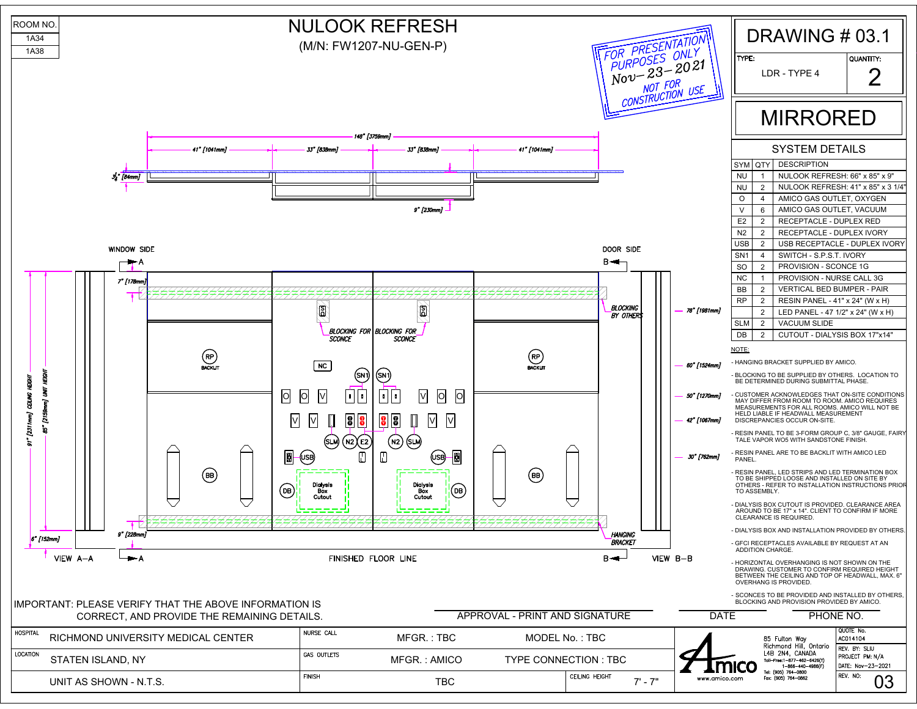| ROOM NO. |
| --- |
| 1A34 |
| 1A38 |

# NULOOK REFRESH

(M/N: FW1207-NU-GEN-P)

FOR PRESENTATION PURPOSES ONLY
Nov-23-2021
NOT FOR CONSTRUCTION USE

## DRAWING # 03.1

| TYPE: | QUANTITY: |
| --- | --- |
| LDR - TYPE 4 | 2 |

## MIRRORED

### SYSTEM DETAILS

| SYM | QTY | DESCRIPTION |
| --- | --- | --- |
| NU | 1 | NULOOK REFRESH: 66" x 85" x 9" |
| NU | 2 | NULOOK REFRESH: 41" x 85" x 3 1/4" |
| O | 4 | AMICO GAS OUTLET, OXYGEN |
| V | 6 | AMICO GAS OUTLET, VACUUM |
| E2 | 2 | RECEPTACLE - DUPLEX RED |
| N2 | 2 | RECEPTACLE - DUPLEX IVORY |
| USB | 2 | USB RECEPTACLE - DUPLEX IVORY |
| SN1 | 4 | SWITCH - S.P.S.T. IVORY |
| SO | 2 | PROVISION - SCONCE 1G |
| NC | 1 | PROVISION - NURSE CALL 3G |
| BB | 2 | VERTICAL BED BUMPER - PAIR |
| RP | 2 | RESIN PANEL - 41" x 24" (W x H) |
| | 2 | LED PANEL - 47 1/2" x 24" (W x H) |
| SLM | 2 | VACUUM SLIDE |
| DB | 2 | CUTOUT - DIALYSIS BOX 17"x14" |

NOTE:

- HANGING BRACKET SUPPLIED BY AMICO.
- BLOCKING TO BE SUPPLIED BY OTHERS. LOCATION TO BE DETERMINED DURING SUBMITTAL PHASE.
- CUSTOMER ACKNOWLEDGES THAT ON-SITE CONDITIONS MAY DIFFER FROM ROOM TO ROOM. AMICO REQUIRES MEASUREMENTS FOR ALL ROOMS. AMICO WILL NOT BE HELD LIABLE IF HEADWALL MEASUREMENT DISCREPANCIES OCCUR ON-SITE.
- RESIN PANEL TO BE 3-FORM GROUP C, 3/8" GAUGE, FAIRY TALE VAPOR WO5 WITH SANDSTONE FINISH.
- RESIN PANEL ARE TO BE BACKLIT WITH AMICO LED PANEL.
- RESIN PANEL, LED STRIPS AND LED TERMINATION BOX TO BE SHIPPED LOOSE AND INSTALLED ON SITE BY OTHERS - REFER TO INSTALLATION INSTRUCTIONS PRIOR TO ASSEMBLY.
- DIALYSIS BOX CUTOUT IS PROVIDED. CLEARANCE AREA AROUND TO BE 17" x 14". CLIENT TO CONFIRM IF MORE CLEARANCE IS REQUIRED.
- DIALYSIS BOX AND INSTALLATION PROVIDED BY OTHERS.
- GFCI RECEPTACLES AVAILABLE BY REQUEST AT AN ADDITION CHARGE.
- HORIZONTAL OVERHANGING IS NOT SHOWN ON THE DRAWING. CUSTOMER TO CONFIRM REQUIRED HEIGHT BETWEEN THE CEILING AND TOP OF HEADWALL, MAX. 6" OVERHANG IS PROVIDED.
- SCONCES TO BE PROVIDED AND INSTALLED BY OTHERS, BLOCKING AND PROVISION PROVIDED BY AMICO.

148" [3759mm]
41" [1041mm] 33" [838mm] 33" [838mm] 41" [1041mm]
3 1/4" [84mm]
9" [230mm]

WINDOW SIDE
DOOR SIDE
A
B
7" [178mm]
BLOCKING FOR SCONCE
BLOCKING FOR SCONCE
BLOCKING BY OTHERS
78" [1981mm]
RP BACKLIT
RP BACKLIT
NC
SN1 SN1
60" [1524mm]
O O V V O O
50" [1270mm]
V V V V
42" [1067mm]
SLM N2 E2 N2 SLM
USB USB
30" [762mm]
BB BB
DB Dialysis Box Cutout
Dialysis Box Cutout DB
91" [2311mm] CEILING HEIGHT
85" [2159mm] UNIT HEIGHT
9" [228mm]
6" [152mm]
HANGING BRACKET
VIEW A–A
FINISHED FLOOR LINE
VIEW B–B

IMPORTANT: PLEASE VERIFY THAT THE ABOVE INFORMATION IS CORRECT, AND PROVIDE THE REMAINING DETAILS.

APPROVAL - PRINT AND SIGNATURE | DATE | PHONE NO.

| | | | | |
| --- | --- | --- | --- | --- |
| HOSPITAL: RICHMOND UNIVERSITY MEDICAL CENTER | NURSE CALL | MFGR.: TBC | MODEL No.: TBC | QUOTE No. AC014104 |
| LOCATION: STATEN ISLAND, NY | GAS OUTLETS | MFGR.: AMICO | TYPE CONNECTION: TBC | REV. BY: SLIU<br>PROJECT PM: N/A<br>DATE: Nov–23–2021 |
| UNIT AS SHOWN - N.T.S. | FINISH | TBC | CEILING HEIGHT 7' - 7" | REV. NO: 03 |

Amico
www.amico.com
85 Fulton Way
Richmond Hill, Ontario
L4B 2N4, CANADA
Toll-Free:1–877–462–6426(T)
1–866–440–4986(F)
Tel: (905) 764–0800
Fax: (905) 764–0862